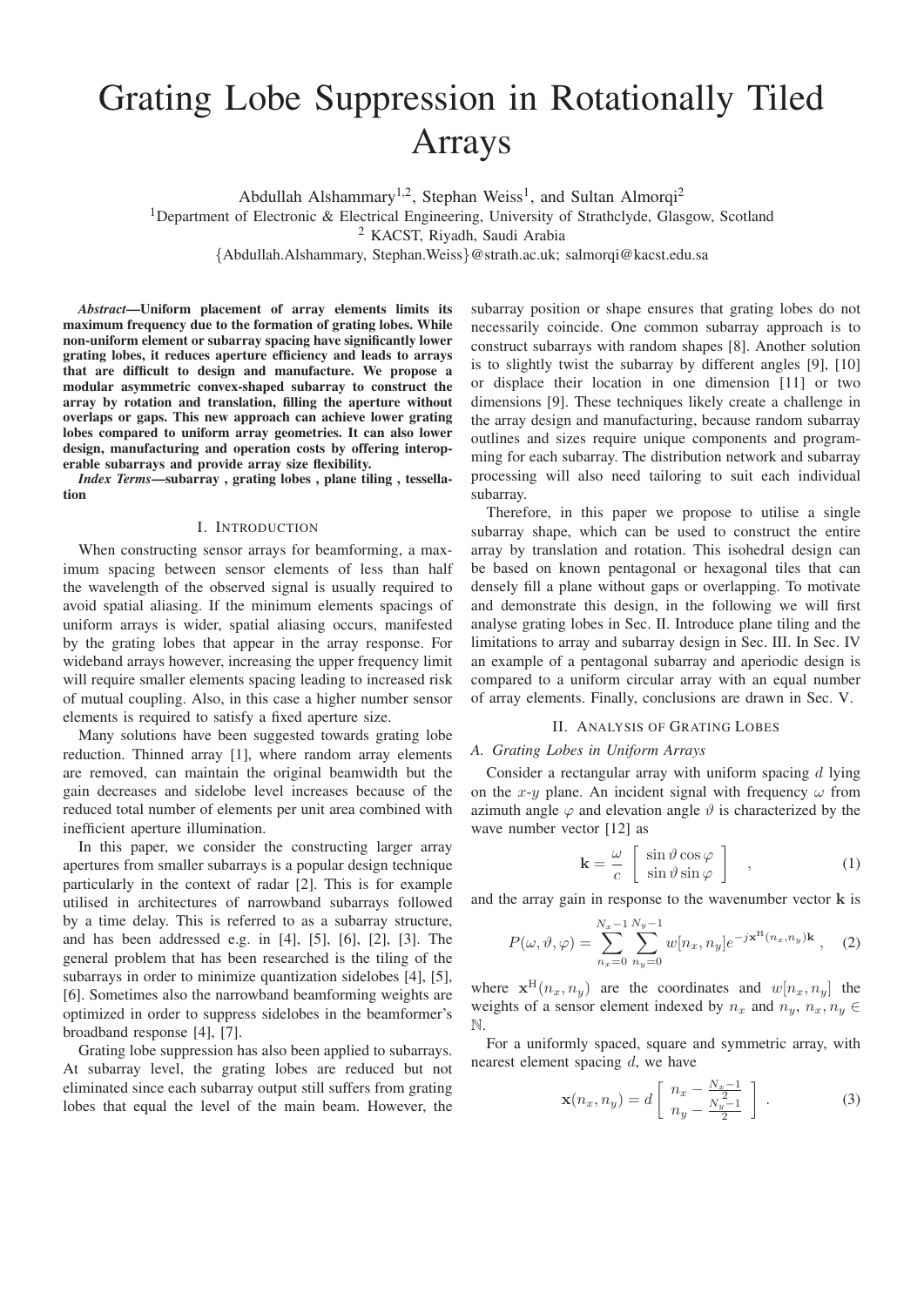# Grating Lobe Suppression in Rotationally Tiled Arrays

Abdullah Alshammary[1,2], Stephan Weiss[1], and Sultan Almorqi[2]

[1]Department of Electronic & Electrical Engineering, University of Strathclyde, Glasgow, Scotland

[2] KACST, Riyadh, Saudi Arabia

{Abdullah.Alshammary, Stephan.Weiss}@strath.ac.uk; salmorqi@kacst.edu.sa

***Abstract*—Uniform placement of array elements limits its maximum frequency due to the formation of grating lobes. While non-uniform element or subarray spacing have significantly lower grating lobes, it reduces aperture efficiency and leads to arrays that are difficult to design and manufacture. We propose a modular asymmetric convex-shaped subarray to construct the array by rotation and translation, filling the aperture without overlaps or gaps. This new approach can achieve lower grating lobes compared to uniform array geometries. It can also lower design, manufacturing and operation costs by offering interoperable subarrays and provide array size flexibility.**

***Index Terms*—subarray , grating lobes , plane tiling , tessellation**

## I. Introduction

When constructing sensor arrays for beamforming, a maximum spacing between sensor elements of less than half the wavelength of the observed signal is usually required to avoid spatial aliasing. If the minimum elements spacings of uniform arrays is wider, spatial aliasing occurs, manifested by the grating lobes that appear in the array response. For wideband arrays however, increasing the upper frequency limit will require smaller elements spacing leading to increased risk of mutual coupling. Also, in this case a higher number sensor elements is required to satisfy a fixed aperture size.

Many solutions have been suggested towards grating lobe reduction. Thinned array [1], where random array elements are removed, can maintain the original beamwidth but the gain decreases and sidelobe level increases because of the reduced total number of elements per unit area combined with inefficient aperture illumination.

In this paper, we consider the constructing larger array apertures from smaller subarrays is a popular design technique particularly in the context of radar [2]. This is for example utilised in architectures of narrowband subarrays followed by a time delay. This is referred to as a subarray structure, and has been addressed e.g. in [4], [5], [6], [2], [3]. The general problem that has been researched is the tiling of the subarrays in order to minimize quantization sidelobes [4], [5], [6]. Sometimes also the narrowband beamforming weights are optimized in order to suppress sidelobes in the beamformer's broadband response [4], [7].

Grating lobe suppression has also been applied to subarrays. At subarray level, the grating lobes are reduced but not eliminated since each subarray output still suffers from grating lobes that equal the level of the main beam. However, the subarray position or shape ensures that grating lobes do not necessarily coincide. One common subarray approach is to construct subarrays with random shapes [8]. Another solution is to slightly twist the subarray by different angles [9], [10] or displace their location in one dimension [11] or two dimensions [9]. These techniques likely create a challenge in the array design and manufacturing, because random subarray outlines and sizes require unique components and programming for each subarray. The distribution network and subarray processing will also need tailoring to suit each individual subarray.

Therefore, in this paper we propose to utilise a single subarray shape, which can be used to construct the entire array by translation and rotation. This isohedral design can be based on known pentagonal or hexagonal tiles that can densely fill a plane without gaps or overlapping. To motivate and demonstrate this design, in the following we will first analyse grating lobes in Sec. II. Introduce plane tiling and the limitations to array and subarray design in Sec. III. In Sec. IV an example of a pentagonal subarray and aperiodic design is compared to a uniform circular array with an equal number of array elements. Finally, conclusions are drawn in Sec. V.

## II. Analysis of Grating Lobes

### A. Grating Lobes in Uniform Arrays

Consider a rectangular array with uniform spacing $d$ lying on the $x$-$y$ plane. An incident signal with frequency $\omega$ from azimuth angle $\varphi$ and elevation angle $\vartheta$ is characterized by the wave number vector [12] as

$$\mathbf{k} = \frac{\omega}{c} \begin{bmatrix} \sin\vartheta\cos\varphi \\ \sin\vartheta\sin\varphi \end{bmatrix} \quad , \tag{1}$$

and the array gain in response to the wavenumber vector $\mathbf{k}$ is

$$P(\omega, \vartheta, \varphi) = \sum_{n_x=0}^{N_x-1} \sum_{n_y=0}^{N_y-1} w[n_x, n_y] e^{-j\mathbf{x}^{\mathrm{H}}(n_x, n_y)\mathbf{k}} \ , \tag{2}$$

where $\mathbf{x}^{\mathrm{H}}(n_x, n_y)$ are the coordinates and $w[n_x, n_y]$ the weights of a sensor element indexed by $n_x$ and $n_y$, $n_x, n_y \in \mathbb{N}$.

For a uniformly spaced, square and symmetric array, with nearest element spacing $d$, we have

$$\mathbf{x}(n_x, n_y) = d \begin{bmatrix} n_x - \frac{N_x-1}{2} \\ n_y - \frac{N_y-1}{2} \end{bmatrix} \ . \tag{3}$$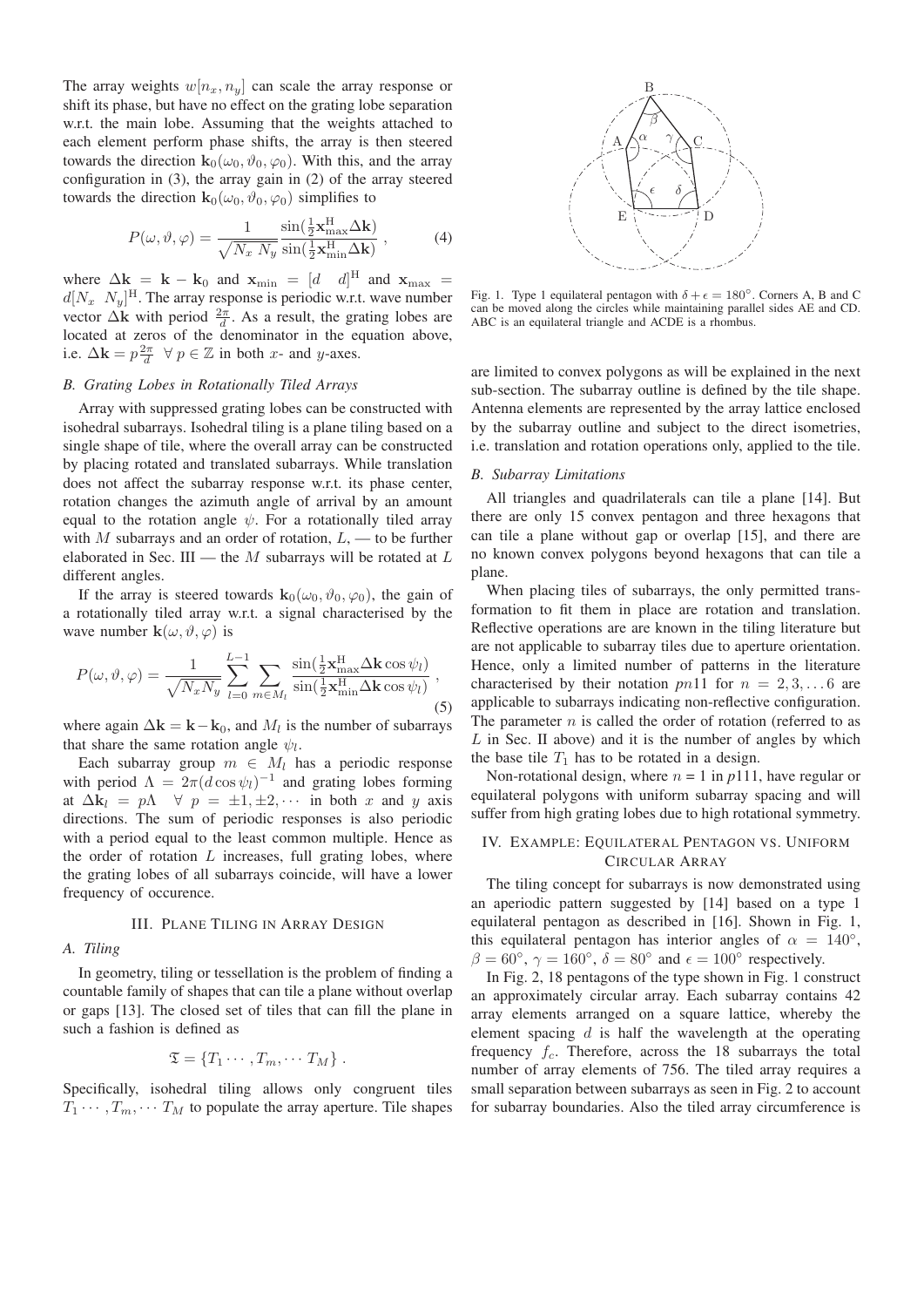The array weights $w[n_x, n_y]$ can scale the array response or shift its phase, but have no effect on the grating lobe separation w.r.t. the main lobe. Assuming that the weights attached to each element perform phase shifts, the array is then steered towards the direction $\mathbf{k}_0(\omega_0, \vartheta_0, \varphi_0)$. With this, and the array configuration in (3), the array gain in (2) of the array steered towards the direction $\mathbf{k}_0(\omega_0, \vartheta_0, \varphi_0)$ simplifies to

$$P(\omega, \vartheta, \varphi) = \frac{1}{\sqrt{N_x\ N_y}} \frac{\sin(\frac{1}{2}\mathbf{x}_{\max}^{\mathrm{H}} \Delta\mathbf{k})}{\sin(\frac{1}{2}\mathbf{x}_{\min}^{\mathrm{H}} \Delta\mathbf{k})}\ , \tag{4}$$

where $\Delta\mathbf{k} = \mathbf{k} - \mathbf{k}_0$ and $\mathbf{x}_{\min} = [d \quad d]^{\mathrm{H}}$ and $\mathbf{x}_{\max} = d[N_x \quad N_y]^{\mathrm{H}}$. The array response is periodic w.r.t. wave number vector $\Delta\mathbf{k}$ with period $\frac{2\pi}{d}$. As a result, the grating lobes are located at zeros of the denominator in the equation above, i.e. $\Delta\mathbf{k} = p\frac{2\pi}{d} \ \ \forall\ p \in \mathbb{Z}$ in both $x$- and $y$-axes.

### *B. Grating Lobes in Rotationally Tiled Arrays*

Array with suppressed grating lobes can be constructed with isohedral subarrays. Isohedral tiling is a plane tiling based on a single shape of tile, where the overall array can be constructed by placing rotated and translated subarrays. While translation does not affect the subarray response w.r.t. its phase center, rotation changes the azimuth angle of arrival by an amount equal to the rotation angle $\psi$. For a rotationally tiled array with $M$ subarrays and an order of rotation, $L$, — to be further elaborated in Sec. III — the $M$ subarrays will be rotated at $L$ different angles.

If the array is steered towards $\mathbf{k}_0(\omega_0, \vartheta_0, \varphi_0)$, the gain of a rotationally tiled array w.r.t. a signal characterised by the wave number $\mathbf{k}(\omega, \vartheta, \varphi)$ is

$$P(\omega, \vartheta, \varphi) = \frac{1}{\sqrt{N_x N_y}} \sum_{l=0}^{L-1} \sum_{m \in M_l} \frac{\sin(\frac{1}{2}\mathbf{x}_{\max}^{\mathrm{H}} \Delta\mathbf{k} \cos\psi_l)}{\sin(\frac{1}{2}\mathbf{x}_{\min}^{\mathrm{H}} \Delta\mathbf{k} \cos\psi_l)}\ , \tag{5}$$

where again $\Delta\mathbf{k} = \mathbf{k} - \mathbf{k}_0$, and $M_l$ is the number of subarrays that share the same rotation angle $\psi_l$.

Each subarray group $m \in M_l$ has a periodic response with period $\Lambda = 2\pi(d\cos\psi_l)^{-1}$ and grating lobes forming at $\Delta\mathbf{k}_l = p\Lambda \ \ \forall\ p = \pm1, \pm2, \cdots$ in both $x$ and $y$ axis directions. The sum of periodic responses is also periodic with a period equal to the least common multiple. Hence as the order of rotation $L$ increases, full grating lobes, where the grating lobes of all subarrays coincide, will have a lower frequency of occurence.

## III. Plane Tiling in Array Design

### *A. Tiling*

In geometry, tiling or tessellation is the problem of finding a countable family of shapes that can tile a plane without overlap or gaps [13]. The closed set of tiles that can fill the plane in such a fashion is defined as

$$\mathfrak{T} = \{T_1 \cdots, T_m, \cdots T_M\}\ .$$

Specifically, isohedral tiling allows only congruent tiles $T_1 \cdots, T_m, \cdots T_M$ to populate the array aperture. Tile shapes are limited to convex polygons as will be explained in the next sub-section. The subarray outline is defined by the tile shape. Antenna elements are represented by the array lattice enclosed by the subarray outline and subject to the direct isometries, i.e. translation and rotation operations only, applied to the tile.

Fig. 1. Type 1 equilateral pentagon with $\delta + \epsilon = 180°$. Corners A, B and C can be moved along the circles while maintaining parallel sides AE and CD. ABC is an equilateral triangle and ACDE is a rhombus.

### *B. Subarray Limitations*

All triangles and quadrilaterals can tile a plane [14]. But there are only 15 convex pentagon and three hexagons that can tile a plane without gap or overlap [15], and there are no known convex polygons beyond hexagons that can tile a plane.

When placing tiles of subarrays, the only permitted transformation to fit them in place are rotation and translation. Reflective operations are are known in the tiling literature but are not applicable to subarray tiles due to aperture orientation. Hence, only a limited number of patterns in the literature characterised by their notation $pn11$ for $n = 2, 3, \ldots 6$ are applicable to subarrays indicating non-reflective configuration. The parameter $n$ is called the order of rotation (referred to as $L$ in Sec. II above) and it is the number of angles by which the base tile $T_1$ has to be rotated in a design.

Non-rotational design, where $n = 1$ in $p111$, have regular or equilateral polygons with uniform subarray spacing and will suffer from high grating lobes due to high rotational symmetry.

## IV. Example: Equilateral Pentagon vs. Uniform Circular Array

The tiling concept for subarrays is now demonstrated using an aperiodic pattern suggested by [14] based on a type 1 equilateral pentagon as described in [16]. Shown in Fig. 1, this equilateral pentagon has interior angles of $\alpha = 140°$, $\beta = 60°$, $\gamma = 160°$, $\delta = 80°$ and $\epsilon = 100°$ respectively.

In Fig. 2, 18 pentagons of the type shown in Fig. 1 construct an approximately circular array. Each subarray contains 42 array elements arranged on a square lattice, whereby the element spacing $d$ is half the wavelength at the operating frequency $f_c$. Therefore, across the 18 subarrays the total number of array elements of 756. The tiled array requires a small separation between subarrays as seen in Fig. 2 to account for subarray boundaries. Also the tiled array circumference is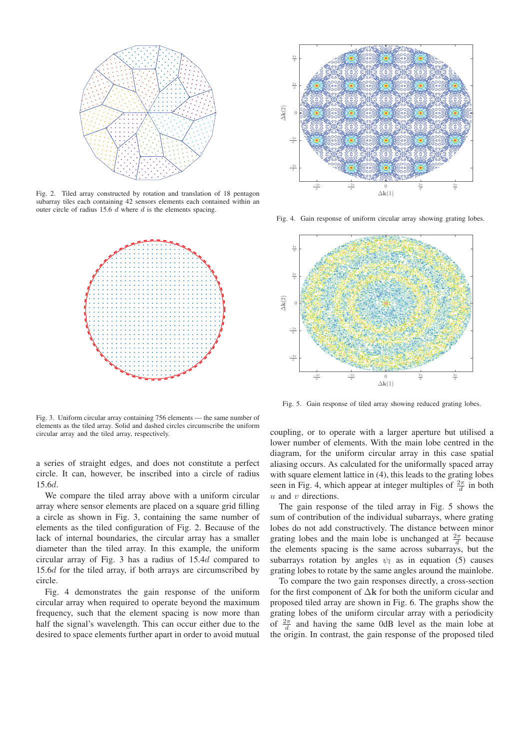Fig. 2. Tiled array constructed by rotation and translation of 18 pentagon subarray tiles each containing 42 sensors elements each contained within an outer circle of radius 15.6 $d$ where $d$ is the elements spacing.

Fig. 3. Uniform circular array containing 756 elements — the same number of elements as the tiled array. Solid and dashed circles circumscribe the uniform circular array and the tiled array, respectively.

a series of straight edges, and does not constitute a perfect circle. It can, however, be inscribed into a circle of radius $15.6d$.

We compare the tiled array above with a uniform circular array where sensor elements are placed on a square grid filling a circle as shown in Fig. 3, containing the same number of elements as the tiled configuration of Fig. 2. Because of the lack of internal boundaries, the circular array has a smaller diameter than the tiled array. In this example, the uniform circular array of Fig. 3 has a radius of $15.4d$ compared to $15.6d$ for the tiled array, if both arrays are circumscribed by circle.

Fig. 4 demonstrates the gain response of the uniform circular array when required to operate beyond the maximum frequency, such that the element spacing is now more than half the signal's wavelength. This can occur either due to the desired to space elements further apart in order to avoid mutual coupling, or to operate with a larger aperture but utilised a lower number of elements. With the main lobe centred in the diagram, for the uniform circular array in this case spatial aliasing occurs. As calculated for the uniformally spaced array with square element lattice in (4), this leads to the grating lobes seen in Fig. 4, which appear at integer multiples of $\frac{2\pi}{d}$ in both $u$ and $v$ directions.

Fig. 4. Gain response of uniform circular array showing grating lobes.

Fig. 5. Gain response of tiled array showing reduced grating lobes.

The gain response of the tiled array in Fig. 5 shows the sum of contribution of the individual subarrays, where grating lobes do not add constructively. The distance between minor grating lobes and the main lobe is unchanged at $\frac{2\pi}{d}$ because the elements spacing is the same across subarrays, but the subarrays rotation by angles $\psi_l$ as in equation (5) causes grating lobes to rotate by the same angles around the mainlobe.

To compare the two gain responses directly, a cross-section for the first component of $\Delta\mathbf{k}$ for both the uniform circular and proposed tiled array are shown in Fig. 6. The graphs show the grating lobes of the uniform circular array with a periodicity of $\frac{2\pi}{d}$ and having the same 0dB level as the main lobe at the origin. In contrast, the gain response of the proposed tiled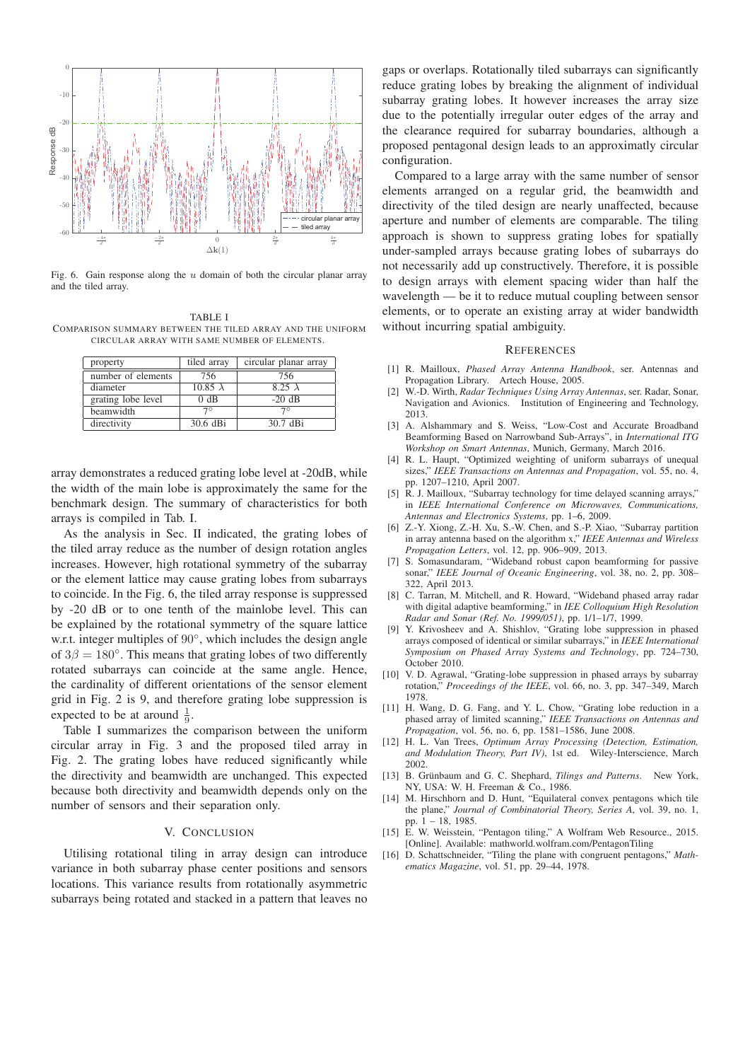0

-10

-20

-30

-40

-50

-60

Response dB

$\frac{-4\pi}{d}$ $\frac{-2\pi}{d}$ 0 $\frac{2\pi}{d}$ $\frac{4\pi}{d}$

$\Delta$k(1)

circular planar array

tiled array

Fig. 6. Gain response along the $u$ domain of both the circular planar array and the tiled array.

TABLE I
COMPARISON SUMMARY BETWEEN THE TILED ARRAY AND THE UNIFORM CIRCULAR ARRAY WITH SAME NUMBER OF ELEMENTS.

| property | tiled array | circular planar array |
|---|---|---|
| number of elements | 756 | 756 |
| diameter | 10.85 $\lambda$ | 8.25 $\lambda$ |
| grating lobe level | 0 dB | -20 dB |
| beamwidth | 7° | 7° |
| directivity | 30.6 dBi | 30.7 dBi |

array demonstrates a reduced grating lobe level at -20dB, while the width of the main lobe is approximately the same for the benchmark design. The summary of characteristics for both arrays is compiled in Tab. I.

As the analysis in Sec. II indicated, the grating lobes of the tiled array reduce as the number of design rotation angles increases. However, high rotational symmetry of the subarray or the element lattice may cause grating lobes from subarrays to coincide. In the Fig. 6, the tiled array response is suppressed by -20 dB or to one tenth of the mainlobe level. This can be explained by the rotational symmetry of the square lattice w.r.t. integer multiples of $90°$, which includes the design angle of $3\beta = 180°$. This means that grating lobes of two differently rotated subarrays can coincide at the same angle. Hence, the cardinality of different orientations of the sensor element grid in Fig. 2 is 9, and therefore grating lobe suppression is expected to be at around $\frac{1}{9}$.

Table I summarizes the comparison between the uniform circular array in Fig. 3 and the proposed tiled array in Fig. 2. The grating lobes have reduced significantly while the directivity and beamwidth are unchanged. This expected because both directivity and beamwidth depends only on the number of sensors and their separation only.

## V. Conclusion

Utilising rotational tiling in array design can introduce variance in both subarray phase center positions and sensors locations. This variance results from rotationally asymmetric subarrays being rotated and stacked in a pattern that leaves no gaps or overlaps. Rotationally tiled subarrays can significantly reduce grating lobes by breaking the alignment of individual subarray grating lobes. It however increases the array size due to the potentially irregular outer edges of the array and the clearance required for subarray boundaries, although a proposed pentagonal design leads to an approximately circular configuration.

Compared to a large array with the same number of sensor elements arranged on a regular grid, the beamwidth and directivity of the tiled design are nearly unaffected, because aperture and number of elements are comparable. The tiling approach is shown to suppress grating lobes for spatially under-sampled arrays because grating lobes of subarrays do not necessarily add up constructively. Therefore, it is possible to design arrays with element spacing wider than half the wavelength — be it to reduce mutual coupling between sensor elements, or to operate an existing array at wider bandwidth without incurring spatial ambiguity.

## References

[1] R. Mailloux, *Phased Array Antenna Handbook*, ser. Antennas and Propagation Library. Artech House, 2005.

[2] W.-D. Wirth, *Radar Techniques Using Array Antennas*, ser. Radar, Sonar, Navigation and Avionics. Institution of Engineering and Technology, 2013.

[3] A. Alshammary and S. Weiss, "Low-Cost and Accurate Broadband Beamforming Based on Narrowband Sub-Arrays", in *International ITG Workshop on Smart Antennas*, Munich, Germany, March 2016.

[4] R. L. Haupt, "Optimized weighting of uniform subarrays of unequal sizes," *IEEE Transactions on Antennas and Propagation*, vol. 55, no. 4, pp. 1207–1210, April 2007.

[5] R. J. Mailloux, "Subarray technology for time delayed scanning arrays," in *IEEE International Conference on Microwaves, Communications, Antennas and Electronics Systems*, pp. 1–6, 2009.

[6] Z.-Y. Xiong, Z.-H. Xu, S.-W. Chen, and S.-P. Xiao, "Subarray partition in array antenna based on the algorithm x," *IEEE Antennas and Wireless Propagation Letters*, vol. 12, pp. 906–909, 2013.

[7] S. Somasundaram, "Wideband robust capon beamforming for passive sonar," *IEEE Journal of Oceanic Engineering*, vol. 38, no. 2, pp. 308–322, April 2013.

[8] C. Tarran, M. Mitchell, and R. Howard, "Wideband phased array radar with digital adaptive beamforming," in *IEE Colloquium High Resolution Radar and Sonar (Ref. No. 1999/051)*, pp. 1/1–1/7, 1999.

[9] Y. Krivosheev and A. Shishlov, "Grating lobe suppression in phased arrays composed of identical or similar subarrays," in *IEEE International Symposium on Phased Array Systems and Technology*, pp. 724–730, October 2010.

[10] V. D. Agrawal, "Grating-lobe suppression in phased arrays by subarray rotation," *Proceedings of the IEEE*, vol. 66, no. 3, pp. 347–349, March 1978.

[11] H. Wang, D. G. Fang, and Y. L. Chow, "Grating lobe reduction in a phased array of limited scanning," *IEEE Transactions on Antennas and Propagation*, vol. 56, no. 6, pp. 1581–1586, June 2008.

[12] H. L. Van Trees, *Optimum Array Processing (Detection, Estimation, and Modulation Theory, Part IV)*, 1st ed. Wiley-Interscience, March 2002.

[13] B. Grünbaum and G. C. Shephard, *Tilings and Patterns*. New York, NY, USA: W. H. Freeman & Co., 1986.

[14] M. Hirschhorn and D. Hunt, "Equilateral convex pentagons which tile the plane," *Journal of Combinatorial Theory, Series A*, vol. 39, no. 1, pp. 1 – 18, 1985.

[15] E. W. Weisstein, "Pentagon tiling," A Wolfram Web Resource., 2015. [Online]. Available: mathworld.wolfram.com/PentagonTiling

[16] D. Schattschneider, "Tiling the plane with congruent pentagons," *Mathematics Magazine*, vol. 51, pp. 29–44, 1978.